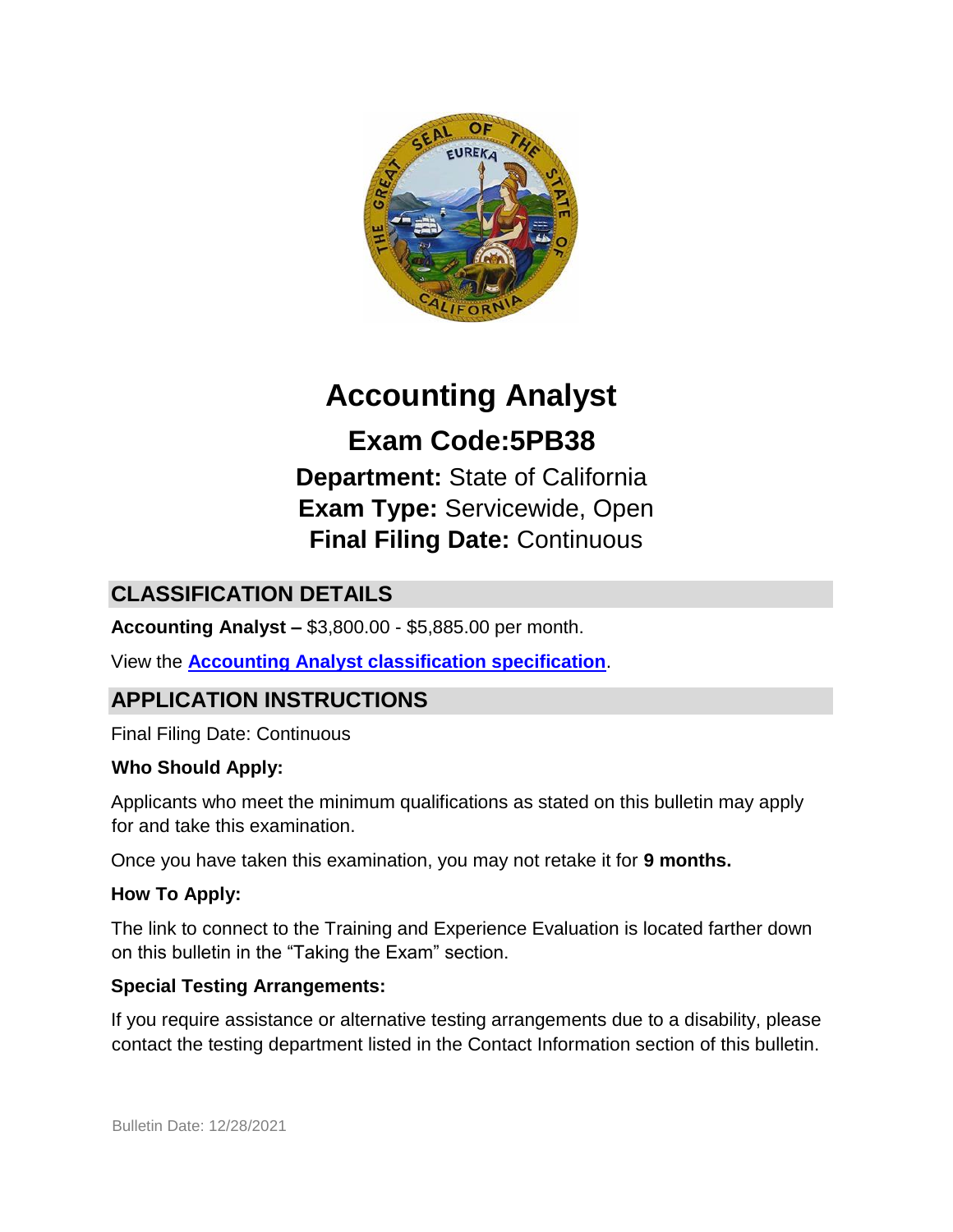# Accounting Analyst

## Exam Code:5PB38

**Department:** State of California
**Exam Type:** Servicewide, Open
**Final Filing Date:** Continuous

## CLASSIFICATION DETAILS

**Accounting Analyst –** $3,800.00 - $5,885.00 per month.

View the **Accounting Analyst classification specification**.

## APPLICATION INSTRUCTIONS

Final Filing Date: Continuous

**Who Should Apply:**

Applicants who meet the minimum qualifications as stated on this bulletin may apply for and take this examination.

Once you have taken this examination, you may not retake it for **9 months.**

**How To Apply:**

The link to connect to the Training and Experience Evaluation is located farther down on this bulletin in the “Taking the Exam” section.

**Special Testing Arrangements:**

If you require assistance or alternative testing arrangements due to a disability, please contact the testing department listed in the Contact Information section of this bulletin.

Bulletin Date: 12/28/2021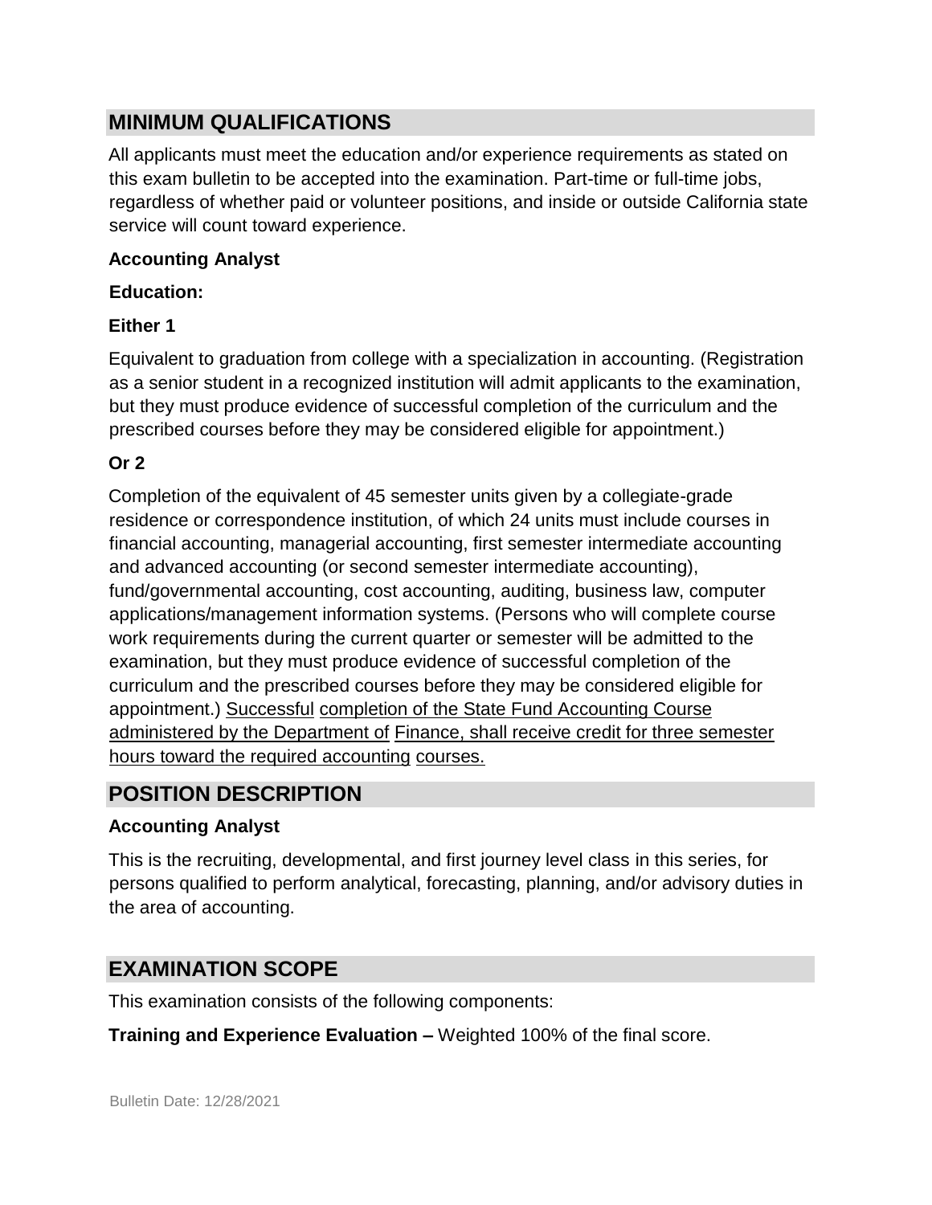## MINIMUM QUALIFICATIONS

All applicants must meet the education and/or experience requirements as stated on this exam bulletin to be accepted into the examination. Part-time or full-time jobs, regardless of whether paid or volunteer positions, and inside or outside California state service will count toward experience.

**Accounting Analyst**

**Education:**

**Either 1**

Equivalent to graduation from college with a specialization in accounting. (Registration as a senior student in a recognized institution will admit applicants to the examination, but they must produce evidence of successful completion of the curriculum and the prescribed courses before they may be considered eligible for appointment.)

**Or 2**

Completion of the equivalent of 45 semester units given by a collegiate-grade residence or correspondence institution, of which 24 units must include courses in financial accounting, managerial accounting, first semester intermediate accounting and advanced accounting (or second semester intermediate accounting), fund/governmental accounting, cost accounting, auditing, business law, computer applications/management information systems. (Persons who will complete course work requirements during the current quarter or semester will be admitted to the examination, but they must produce evidence of successful completion of the curriculum and the prescribed courses before they may be considered eligible for appointment.) Successful completion of the State Fund Accounting Course administered by the Department of Finance, shall receive credit for three semester hours toward the required accounting courses.

## POSITION DESCRIPTION

**Accounting Analyst**

This is the recruiting, developmental, and first journey level class in this series, for persons qualified to perform analytical, forecasting, planning, and/or advisory duties in the area of accounting.

## EXAMINATION SCOPE

This examination consists of the following components:

**Training and Experience Evaluation –** Weighted 100% of the final score.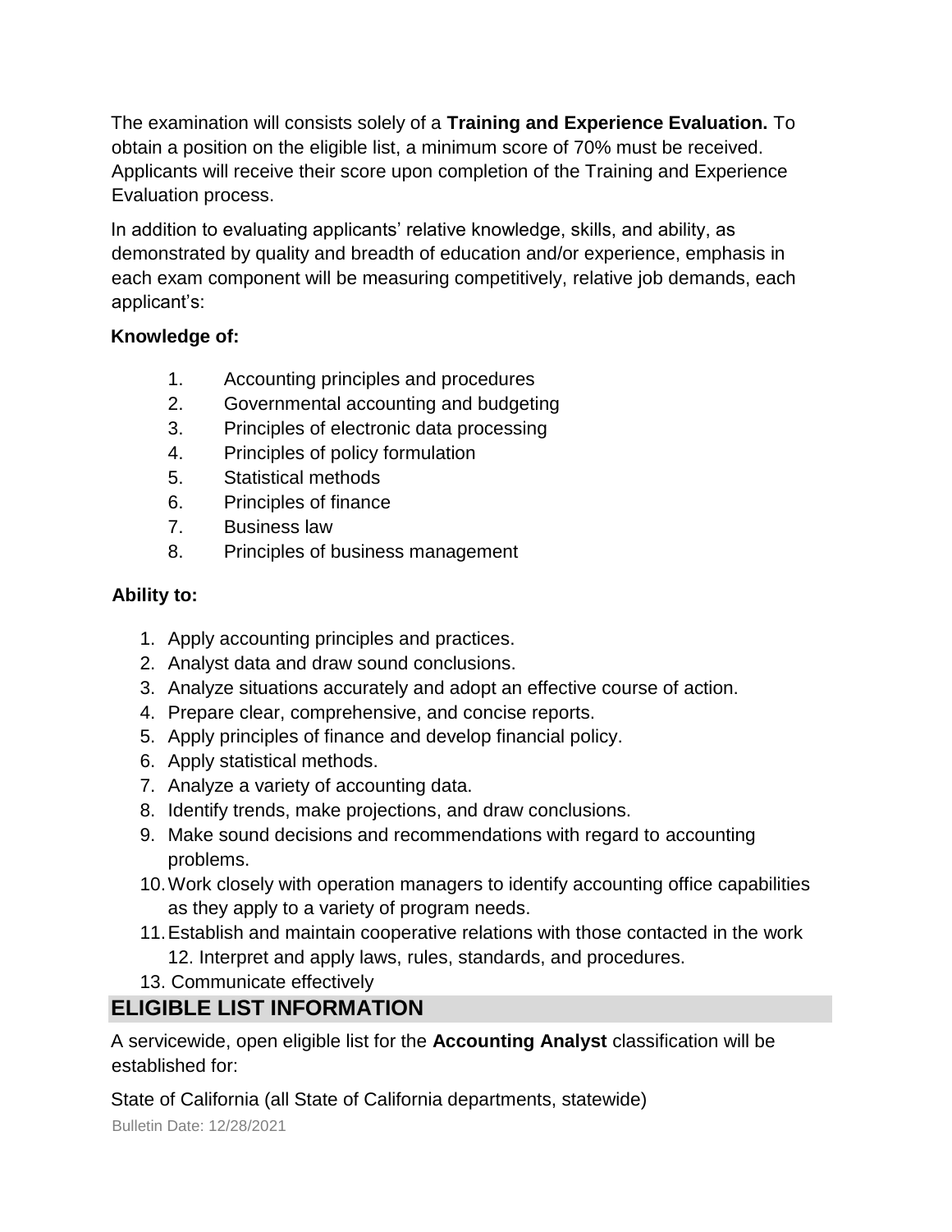The examination will consists solely of a **Training and Experience Evaluation.** To obtain a position on the eligible list, a minimum score of 70% must be received. Applicants will receive their score upon completion of the Training and Experience Evaluation process.

In addition to evaluating applicants' relative knowledge, skills, and ability, as demonstrated by quality and breadth of education and/or experience, emphasis in each exam component will be measuring competitively, relative job demands, each applicant's:

**Knowledge of:**

1. Accounting principles and procedures
2. Governmental accounting and budgeting
3. Principles of electronic data processing
4. Principles of policy formulation
5. Statistical methods
6. Principles of finance
7. Business law
8. Principles of business management

**Ability to:**

1. Apply accounting principles and practices.
2. Analyst data and draw sound conclusions.
3. Analyze situations accurately and adopt an effective course of action.
4. Prepare clear, comprehensive, and concise reports.
5. Apply principles of finance and develop financial policy.
6. Apply statistical methods.
7. Analyze a variety of accounting data.
8. Identify trends, make projections, and draw conclusions.
9. Make sound decisions and recommendations with regard to accounting problems.
10. Work closely with operation managers to identify accounting office capabilities as they apply to a variety of program needs.
11. Establish and maintain cooperative relations with those contacted in the work
12. Interpret and apply laws, rules, standards, and procedures.
13. Communicate effectively

## ELIGIBLE LIST INFORMATION

A servicewide, open eligible list for the **Accounting Analyst** classification will be established for:

State of California (all State of California departments, statewide)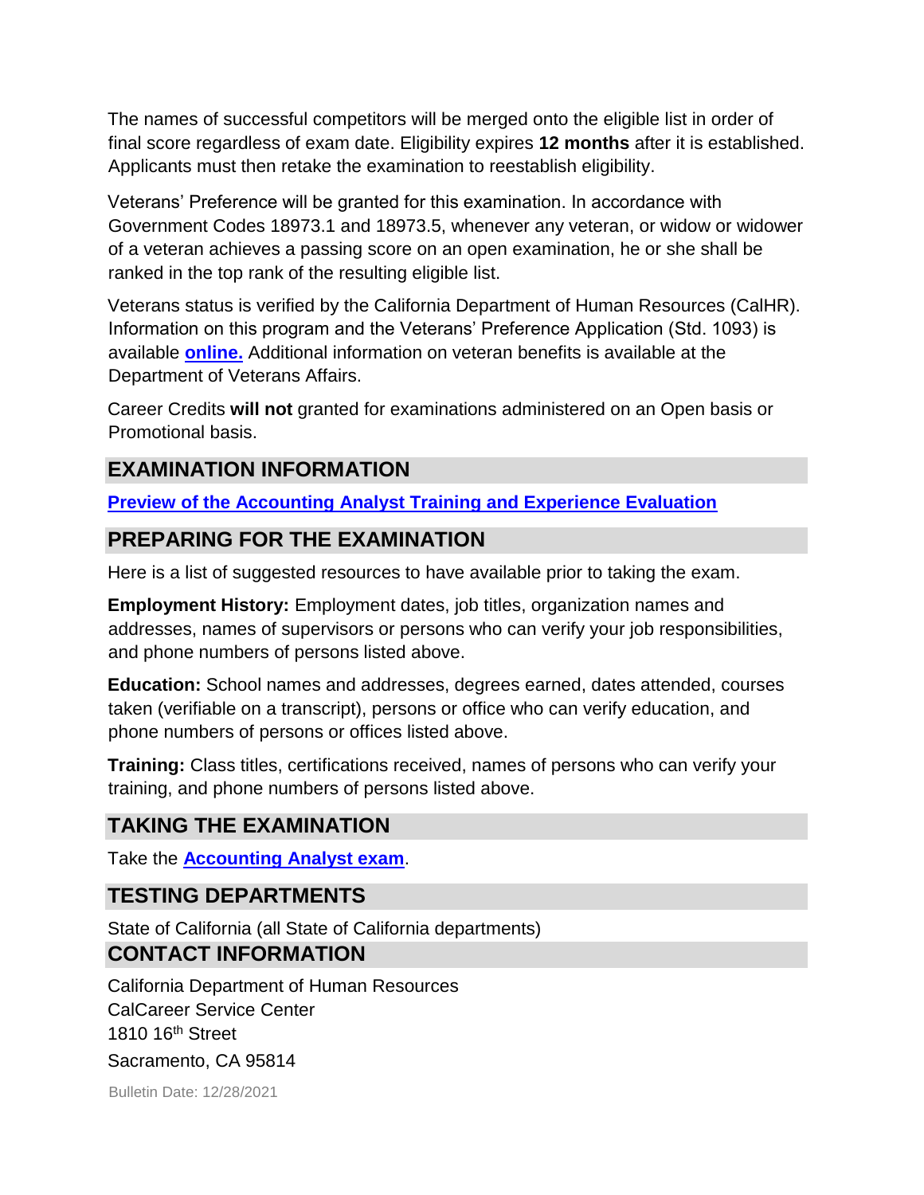The names of successful competitors will be merged onto the eligible list in order of final score regardless of exam date. Eligibility expires **12 months** after it is established. Applicants must then retake the examination to reestablish eligibility.

Veterans' Preference will be granted for this examination. In accordance with Government Codes 18973.1 and 18973.5, whenever any veteran, or widow or widower of a veteran achieves a passing score on an open examination, he or she shall be ranked in the top rank of the resulting eligible list.

Veterans status is verified by the California Department of Human Resources (CalHR). Information on this program and the Veterans' Preference Application (Std. 1093) is available **online.** Additional information on veteran benefits is available at the Department of Veterans Affairs.

Career Credits **will not** granted for examinations administered on an Open basis or Promotional basis.

## EXAMINATION INFORMATION

**Preview of the Accounting Analyst Training and Experience Evaluation**

## PREPARING FOR THE EXAMINATION

Here is a list of suggested resources to have available prior to taking the exam.

**Employment History:** Employment dates, job titles, organization names and addresses, names of supervisors or persons who can verify your job responsibilities, and phone numbers of persons listed above.

**Education:** School names and addresses, degrees earned, dates attended, courses taken (verifiable on a transcript), persons or office who can verify education, and phone numbers of persons or offices listed above.

**Training:** Class titles, certifications received, names of persons who can verify your training, and phone numbers of persons listed above.

## TAKING THE EXAMINATION

Take the **Accounting Analyst exam**.

## TESTING DEPARTMENTS

State of California (all State of California departments)

## CONTACT INFORMATION

California Department of Human Resources
CalCareer Service Center
1810 16th Street
Sacramento, CA 95814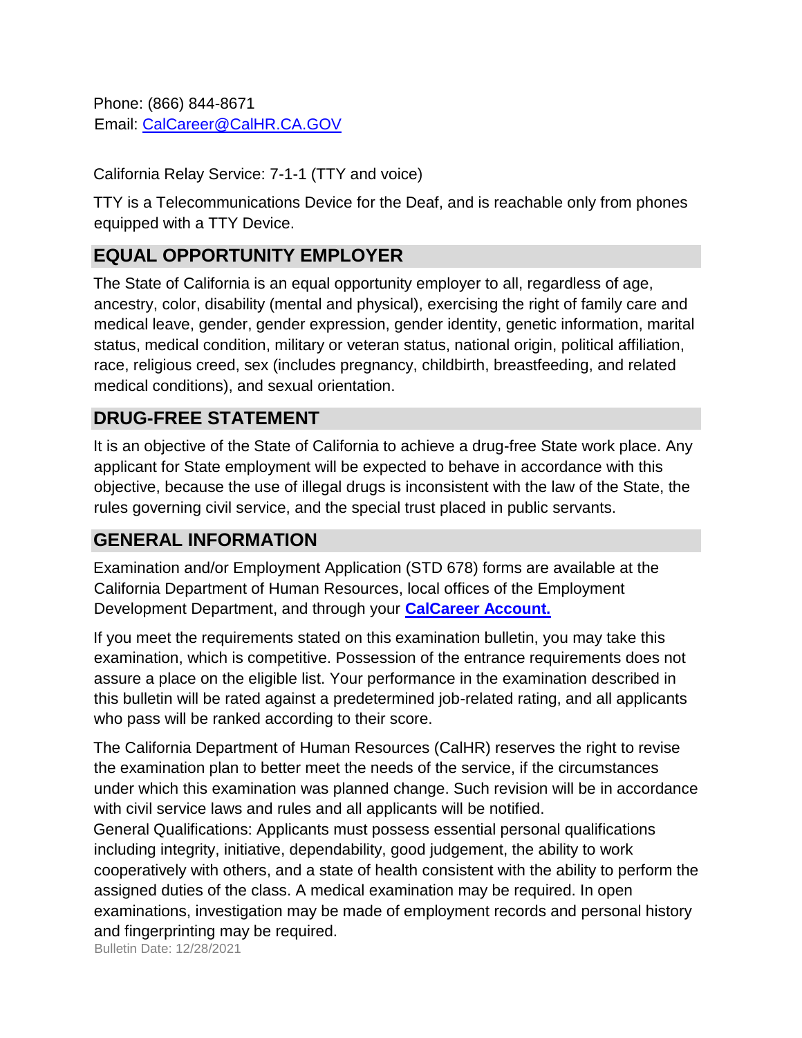Phone: (866) 844-8671
Email: [CalCareer@CalHR.CA.GOV](mailto:CalCareer@CalHR.CA.GOV)

California Relay Service: 7-1-1 (TTY and voice)

TTY is a Telecommunications Device for the Deaf, and is reachable only from phones equipped with a TTY Device.

## EQUAL OPPORTUNITY EMPLOYER

The State of California is an equal opportunity employer to all, regardless of age, ancestry, color, disability (mental and physical), exercising the right of family care and medical leave, gender, gender expression, gender identity, genetic information, marital status, medical condition, military or veteran status, national origin, political affiliation, race, religious creed, sex (includes pregnancy, childbirth, breastfeeding, and related medical conditions), and sexual orientation.

## DRUG-FREE STATEMENT

It is an objective of the State of California to achieve a drug-free State work place. Any applicant for State employment will be expected to behave in accordance with this objective, because the use of illegal drugs is inconsistent with the law of the State, the rules governing civil service, and the special trust placed in public servants.

## GENERAL INFORMATION

Examination and/or Employment Application (STD 678) forms are available at the California Department of Human Resources, local offices of the Employment Development Department, and through your **CalCareer Account.**

If you meet the requirements stated on this examination bulletin, you may take this examination, which is competitive. Possession of the entrance requirements does not assure a place on the eligible list. Your performance in the examination described in this bulletin will be rated against a predetermined job-related rating, and all applicants who pass will be ranked according to their score.

The California Department of Human Resources (CalHR) reserves the right to revise the examination plan to better meet the needs of the service, if the circumstances under which this examination was planned change. Such revision will be in accordance with civil service laws and rules and all applicants will be notified.

General Qualifications: Applicants must possess essential personal qualifications including integrity, initiative, dependability, good judgement, the ability to work cooperatively with others, and a state of health consistent with the ability to perform the assigned duties of the class. A medical examination may be required. In open examinations, investigation may be made of employment records and personal history and fingerprinting may be required.

Bulletin Date: 12/28/2021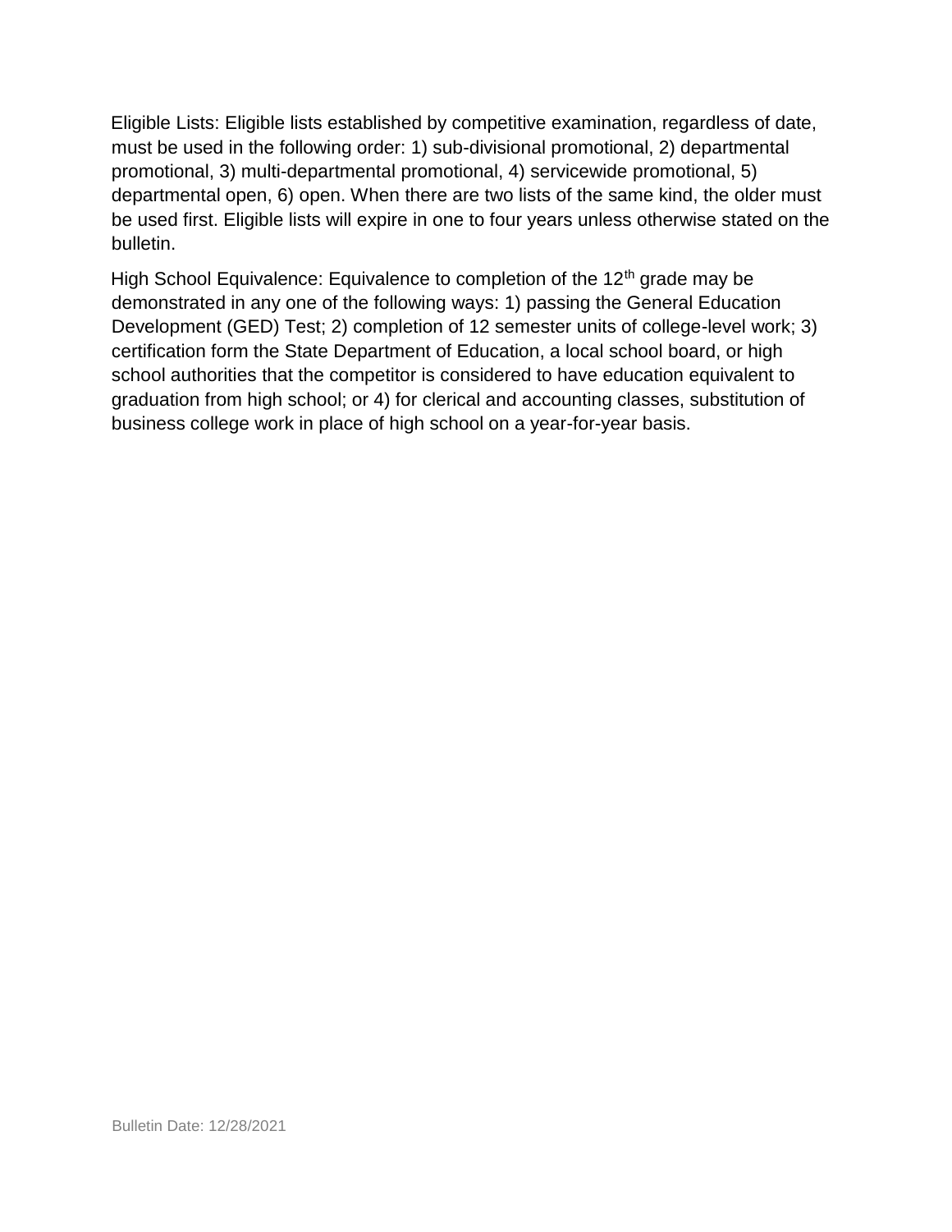Eligible Lists: Eligible lists established by competitive examination, regardless of date, must be used in the following order: 1) sub-divisional promotional, 2) departmental promotional, 3) multi-departmental promotional, 4) servicewide promotional, 5) departmental open, 6) open. When there are two lists of the same kind, the older must be used first. Eligible lists will expire in one to four years unless otherwise stated on the bulletin.

High School Equivalence: Equivalence to completion of the 12th grade may be demonstrated in any one of the following ways: 1) passing the General Education Development (GED) Test; 2) completion of 12 semester units of college-level work; 3) certification form the State Department of Education, a local school board, or high school authorities that the competitor is considered to have education equivalent to graduation from high school; or 4) for clerical and accounting classes, substitution of business college work in place of high school on a year-for-year basis.